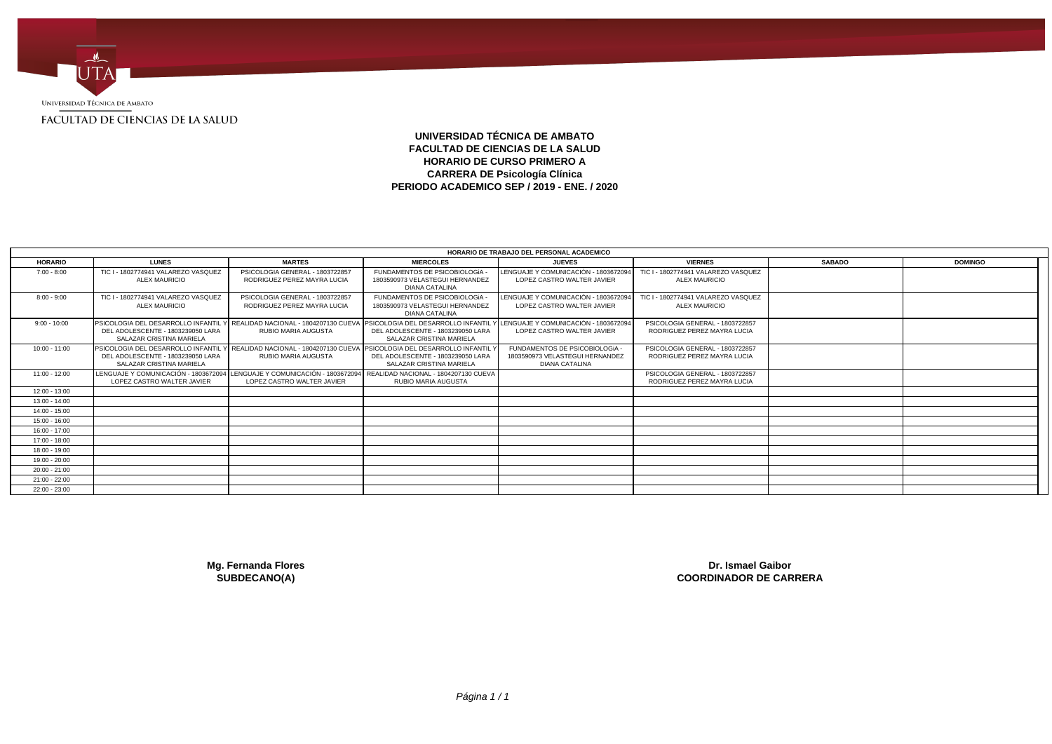UNIVERSIDAD TÉCNICA DE AMBATO

FACULTAD DE CIENCIAS DE LA SALUD

# UNIVERSIDAD TÉCNICA DE AMBATO
## FACULTAD DE CIENCIAS DE LA SALUD
## HORARIO DE CURSO PRIMERO A
## CARRERA DE Psicología Clínica
## PERIODO ACADEMICO SEP / 2019 - ENE. / 2020

| HORARIO DE TRABAJO DEL PERSONAL ACADEMICO | | | | | | | |
|---|---|---|---|---|---|---|---|
| **HORARIO** | **LUNES** | **MARTES** | **MIERCOLES** | **JUEVES** | **VIERNES** | **SABADO** | **DOMINGO** |
| 7:00 - 8:00 | TIC I - 1802774941 VALAREZO VASQUEZ ALEX MAURICIO | PSICOLOGIA GENERAL - 1803722857 RODRIGUEZ PEREZ MAYRA LUCIA | FUNDAMENTOS DE PSICOBIOLOGIA - 1803590973 VELASTEGUI HERNANDEZ DIANA CATALINA | LENGUAJE Y COMUNICACIÓN - 1803672094 LOPEZ CASTRO WALTER JAVIER | TIC I - 1802774941 VALAREZO VASQUEZ ALEX MAURICIO | | |
| 8:00 - 9:00 | TIC I - 1802774941 VALAREZO VASQUEZ ALEX MAURICIO | PSICOLOGIA GENERAL - 1803722857 RODRIGUEZ PEREZ MAYRA LUCIA | FUNDAMENTOS DE PSICOBIOLOGIA - 1803590973 VELASTEGUI HERNANDEZ DIANA CATALINA | LENGUAJE Y COMUNICACIÓN - 1803672094 LOPEZ CASTRO WALTER JAVIER | TIC I - 1802774941 VALAREZO VASQUEZ ALEX MAURICIO | | |
| 9:00 - 10:00 | PSICOLOGIA DEL DESARROLLO INFANTIL Y DEL ADOLESCENTE - 1803239050 LARA SALAZAR CRISTINA MARIELA | REALIDAD NACIONAL - 1804207130 CUEVA RUBIO MARIA AUGUSTA | PSICOLOGIA DEL DESARROLLO INFANTIL Y DEL ADOLESCENTE - 1803239050 LARA SALAZAR CRISTINA MARIELA | LENGUAJE Y COMUNICACIÓN - 1803672094 LOPEZ CASTRO WALTER JAVIER | PSICOLOGIA GENERAL - 1803722857 RODRIGUEZ PEREZ MAYRA LUCIA | | |
| 10:00 - 11:00 | PSICOLOGIA DEL DESARROLLO INFANTIL Y DEL ADOLESCENTE - 1803239050 LARA SALAZAR CRISTINA MARIELA | REALIDAD NACIONAL - 1804207130 CUEVA RUBIO MARIA AUGUSTA | PSICOLOGIA DEL DESARROLLO INFANTIL Y DEL ADOLESCENTE - 1803239050 LARA SALAZAR CRISTINA MARIELA | FUNDAMENTOS DE PSICOBIOLOGIA - 1803590973 VELASTEGUI HERNANDEZ DIANA CATALINA | PSICOLOGIA GENERAL - 1803722857 RODRIGUEZ PEREZ MAYRA LUCIA | | |
| 11:00 - 12:00 | LENGUAJE Y COMUNICACIÓN - 1803672094 LOPEZ CASTRO WALTER JAVIER | LENGUAJE Y COMUNICACIÓN - 1803672094 LOPEZ CASTRO WALTER JAVIER | REALIDAD NACIONAL - 1804207130 CUEVA RUBIO MARIA AUGUSTA | | PSICOLOGIA GENERAL - 1803722857 RODRIGUEZ PEREZ MAYRA LUCIA | | |
| 12:00 - 13:00 | | | | | | | |
| 13:00 - 14:00 | | | | | | | |
| 14:00 - 15:00 | | | | | | | |
| 15:00 - 16:00 | | | | | | | |
| 16:00 - 17:00 | | | | | | | |
| 17:00 - 18:00 | | | | | | | |
| 18:00 - 19:00 | | | | | | | |
| 19:00 - 20:00 | | | | | | | |
| 20:00 - 21:00 | | | | | | | |
| 21:00 - 22:00 | | | | | | | |
| 22:00 - 23:00 | | | | | | | |

**Mg. Fernanda Flores**
**SUBDECANO(A)**

**Dr. Ismael Gaibor**
**COORDINADOR DE CARRERA**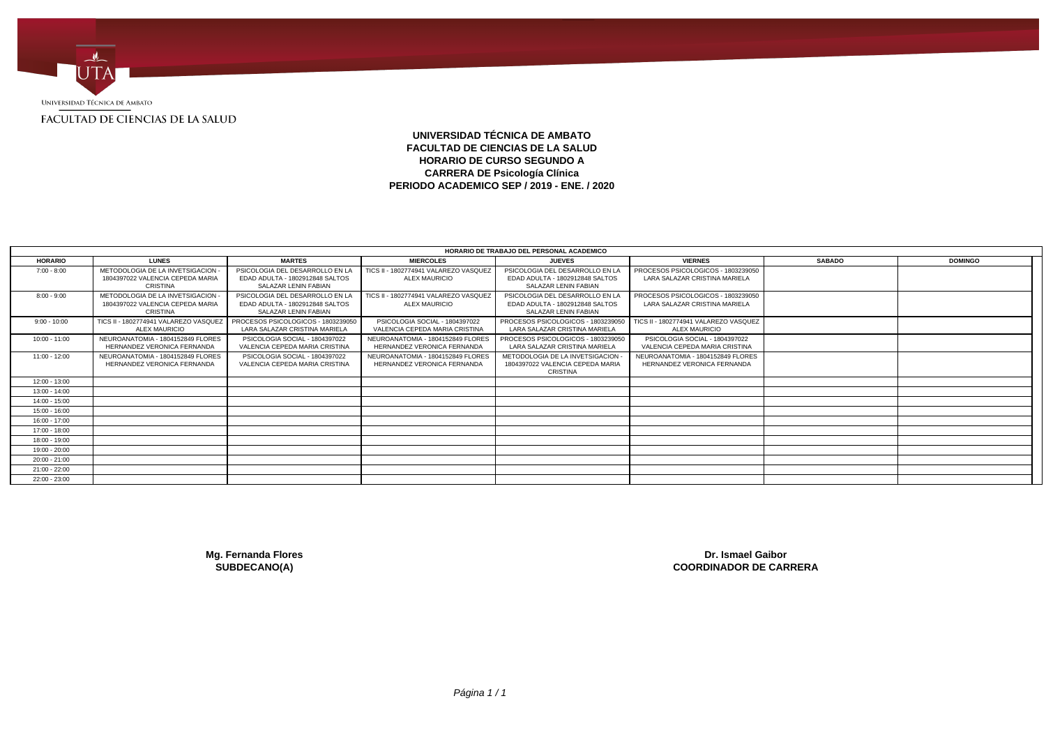UNIVERSIDAD TÉCNICA DE AMBATO

FACULTAD DE CIENCIAS DE LA SALUD

# UNIVERSIDAD TÉCNICA DE AMBATO
## FACULTAD DE CIENCIAS DE LA SALUD
## HORARIO DE CURSO SEGUNDO A
## CARRERA DE Psicología Clínica
## PERIODO ACADEMICO SEP / 2019 - ENE. / 2020

| HORARIO DE TRABAJO DEL PERSONAL ACADEMICO | | | | | | | |
|---|---|---|---|---|---|---|---|
| **HORARIO** | **LUNES** | **MARTES** | **MIERCOLES** | **JUEVES** | **VIERNES** | **SABADO** | **DOMINGO** |
| 7:00 - 8:00 | METODOLOGIA DE LA INVETSIGACION - 1804397022 VALENCIA CEPEDA MARIA CRISTINA | PSICOLOGIA DEL DESARROLLO EN LA EDAD ADULTA - 1802912848 SALTOS SALAZAR LENIN FABIAN | TICS II - 1802774941 VALAREZO VASQUEZ ALEX MAURICIO | PSICOLOGIA DEL DESARROLLO EN LA EDAD ADULTA - 1802912848 SALTOS SALAZAR LENIN FABIAN | PROCESOS PSICOLOGICOS - 1803239050 LARA SALAZAR CRISTINA MARIELA | | |
| 8:00 - 9:00 | METODOLOGIA DE LA INVETSIGACION - 1804397022 VALENCIA CEPEDA MARIA CRISTINA | PSICOLOGIA DEL DESARROLLO EN LA EDAD ADULTA - 1802912848 SALTOS SALAZAR LENIN FABIAN | TICS II - 1802774941 VALAREZO VASQUEZ ALEX MAURICIO | PSICOLOGIA DEL DESARROLLO EN LA EDAD ADULTA - 1802912848 SALTOS SALAZAR LENIN FABIAN | PROCESOS PSICOLOGICOS - 1803239050 LARA SALAZAR CRISTINA MARIELA | | |
| 9:00 - 10:00 | TICS II - 1802774941 VALAREZO VASQUEZ ALEX MAURICIO | PROCESOS PSICOLOGICOS - 1803239050 LARA SALAZAR CRISTINA MARIELA | PSICOLOGIA SOCIAL - 1804397022 VALENCIA CEPEDA MARIA CRISTINA | PROCESOS PSICOLOGICOS - 1803239050 LARA SALAZAR CRISTINA MARIELA | TICS II - 1802774941 VALAREZO VASQUEZ ALEX MAURICIO | | |
| 10:00 - 11:00 | NEUROANATOMIA - 1804152849 FLORES HERNANDEZ VERONICA FERNANDA | PSICOLOGIA SOCIAL - 1804397022 VALENCIA CEPEDA MARIA CRISTINA | NEUROANATOMIA - 1804152849 FLORES HERNANDEZ VERONICA FERNANDA | PROCESOS PSICOLOGICOS - 1803239050 LARA SALAZAR CRISTINA MARIELA | PSICOLOGIA SOCIAL - 1804397022 VALENCIA CEPEDA MARIA CRISTINA | | |
| 11:00 - 12:00 | NEUROANATOMIA - 1804152849 FLORES HERNANDEZ VERONICA FERNANDA | PSICOLOGIA SOCIAL - 1804397022 VALENCIA CEPEDA MARIA CRISTINA | NEUROANATOMIA - 1804152849 FLORES HERNANDEZ VERONICA FERNANDA | METODOLOGIA DE LA INVETSIGACION - 1804397022 VALENCIA CEPEDA MARIA CRISTINA | NEUROANATOMIA - 1804152849 FLORES HERNANDEZ VERONICA FERNANDA | | |
| 12:00 - 13:00 | | | | | | | |
| 13:00 - 14:00 | | | | | | | |
| 14:00 - 15:00 | | | | | | | |
| 15:00 - 16:00 | | | | | | | |
| 16:00 - 17:00 | | | | | | | |
| 17:00 - 18:00 | | | | | | | |
| 18:00 - 19:00 | | | | | | | |
| 19:00 - 20:00 | | | | | | | |
| 20:00 - 21:00 | | | | | | | |
| 21:00 - 22:00 | | | | | | | |
| 22:00 - 23:00 | | | | | | | |

**Mg. Fernanda Flores**
**SUBDECANO(A)**

**Dr. Ismael Gaibor**
**COORDINADOR DE CARRERA**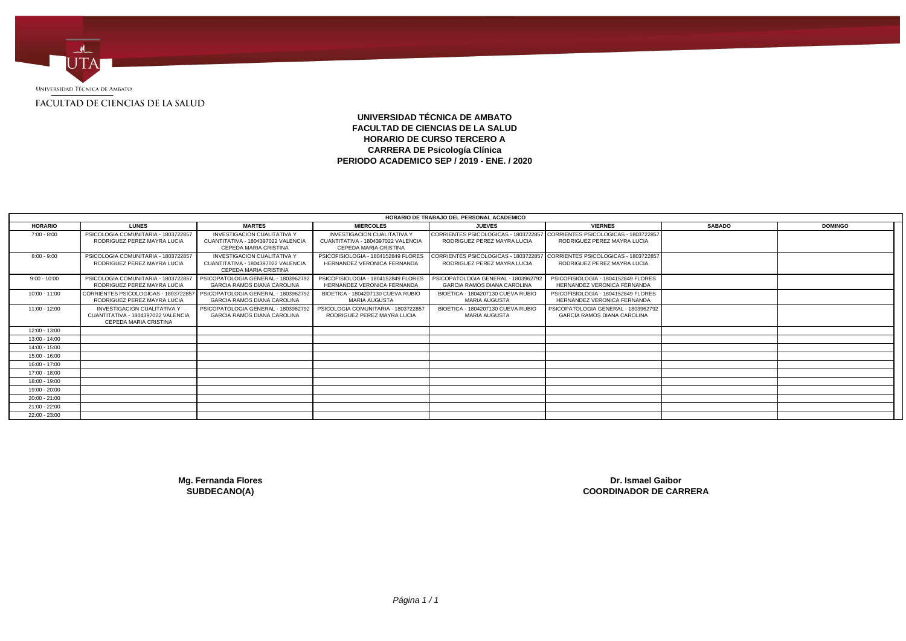Universidad Técnica de Ambato

FACULTAD DE CIENCIAS DE LA SALUD

**UNIVERSIDAD TÉCNICA DE AMBATO**
**FACULTAD DE CIENCIAS DE LA SALUD**
**HORARIO DE CURSO TERCERO A**
**CARRERA DE Psicología Clínica**
**PERIODO ACADEMICO SEP / 2019 - ENE. / 2020**

| HORARIO DE TRABAJO DEL PERSONAL ACADEMICO | | | | | | | |
|---|---|---|---|---|---|---|---|
| **HORARIO** | **LUNES** | **MARTES** | **MIERCOLES** | **JUEVES** | **VIERNES** | **SABADO** | **DOMINGO** |
| 7:00 - 8:00 | PSICOLOGIA COMUNITARIA - 1803722857 RODRIGUEZ PEREZ MAYRA LUCIA | INVESTIGACION CUALITATIVA Y CUANTITATIVA - 1804397022 VALENCIA CEPEDA MARIA CRISTINA | INVESTIGACION CUALITATIVA Y CUANTITATIVA - 1804397022 VALENCIA CEPEDA MARIA CRISTINA | CORRIENTES PSICOLOGICAS - 1803722857 RODRIGUEZ PEREZ MAYRA LUCIA | CORRIENTES PSICOLOGICAS - 1803722857 RODRIGUEZ PEREZ MAYRA LUCIA | | |
| 8:00 - 9:00 | PSICOLOGIA COMUNITARIA - 1803722857 RODRIGUEZ PEREZ MAYRA LUCIA | INVESTIGACION CUALITATIVA Y CUANTITATIVA - 1804397022 VALENCIA CEPEDA MARIA CRISTINA | PSICOFISIOLOGIA - 1804152849 FLORES HERNANDEZ VERONICA FERNANDA | CORRIENTES PSICOLOGICAS - 1803722857 RODRIGUEZ PEREZ MAYRA LUCIA | CORRIENTES PSICOLOGICAS - 1803722857 RODRIGUEZ PEREZ MAYRA LUCIA | | |
| 9:00 - 10:00 | PSICOLOGIA COMUNITARIA - 1803722857 RODRIGUEZ PEREZ MAYRA LUCIA | PSICOPATOLOGIA GENERAL - 1803962792 GARCIA RAMOS DIANA CAROLINA | PSICOFISIOLOGIA - 1804152849 FLORES HERNANDEZ VERONICA FERNANDA | PSICOPATOLOGIA GENERAL - 1803962792 GARCIA RAMOS DIANA CAROLINA | PSICOFISIOLOGIA - 1804152849 FLORES HERNANDEZ VERONICA FERNANDA | | |
| 10:00 - 11:00 | CORRIENTES PSICOLOGICAS - 1803722857 RODRIGUEZ PEREZ MAYRA LUCIA | PSICOPATOLOGIA GENERAL - 1803962792 GARCIA RAMOS DIANA CAROLINA | BIOETICA - 1804207130 CUEVA RUBIO MARIA AUGUSTA | BIOETICA - 1804207130 CUEVA RUBIO MARIA AUGUSTA | PSICOFISIOLOGIA - 1804152849 FLORES HERNANDEZ VERONICA FERNANDA | | |
| 11:00 - 12:00 | INVESTIGACION CUALITATIVA Y CUANTITATIVA - 1804397022 VALENCIA CEPEDA MARIA CRISTINA | PSICOPATOLOGIA GENERAL - 1803962792 GARCIA RAMOS DIANA CAROLINA | PSICOLOGIA COMUNITARIA - 1803722857 RODRIGUEZ PEREZ MAYRA LUCIA | BIOETICA - 1804207130 CUEVA RUBIO MARIA AUGUSTA | PSICOPATOLOGIA GENERAL - 1803962792 GARCIA RAMOS DIANA CAROLINA | | |
| 12:00 - 13:00 | | | | | | | |
| 13:00 - 14:00 | | | | | | | |
| 14:00 - 15:00 | | | | | | | |
| 15:00 - 16:00 | | | | | | | |
| 16:00 - 17:00 | | | | | | | |
| 17:00 - 18:00 | | | | | | | |
| 18:00 - 19:00 | | | | | | | |
| 19:00 - 20:00 | | | | | | | |
| 20:00 - 21:00 | | | | | | | |
| 21:00 - 22:00 | | | | | | | |
| 22:00 - 23:00 | | | | | | | |

**Mg. Fernanda Flores**
**SUBDECANO(A)**

**Dr. Ismael Gaibor**
**COORDINADOR DE CARRERA**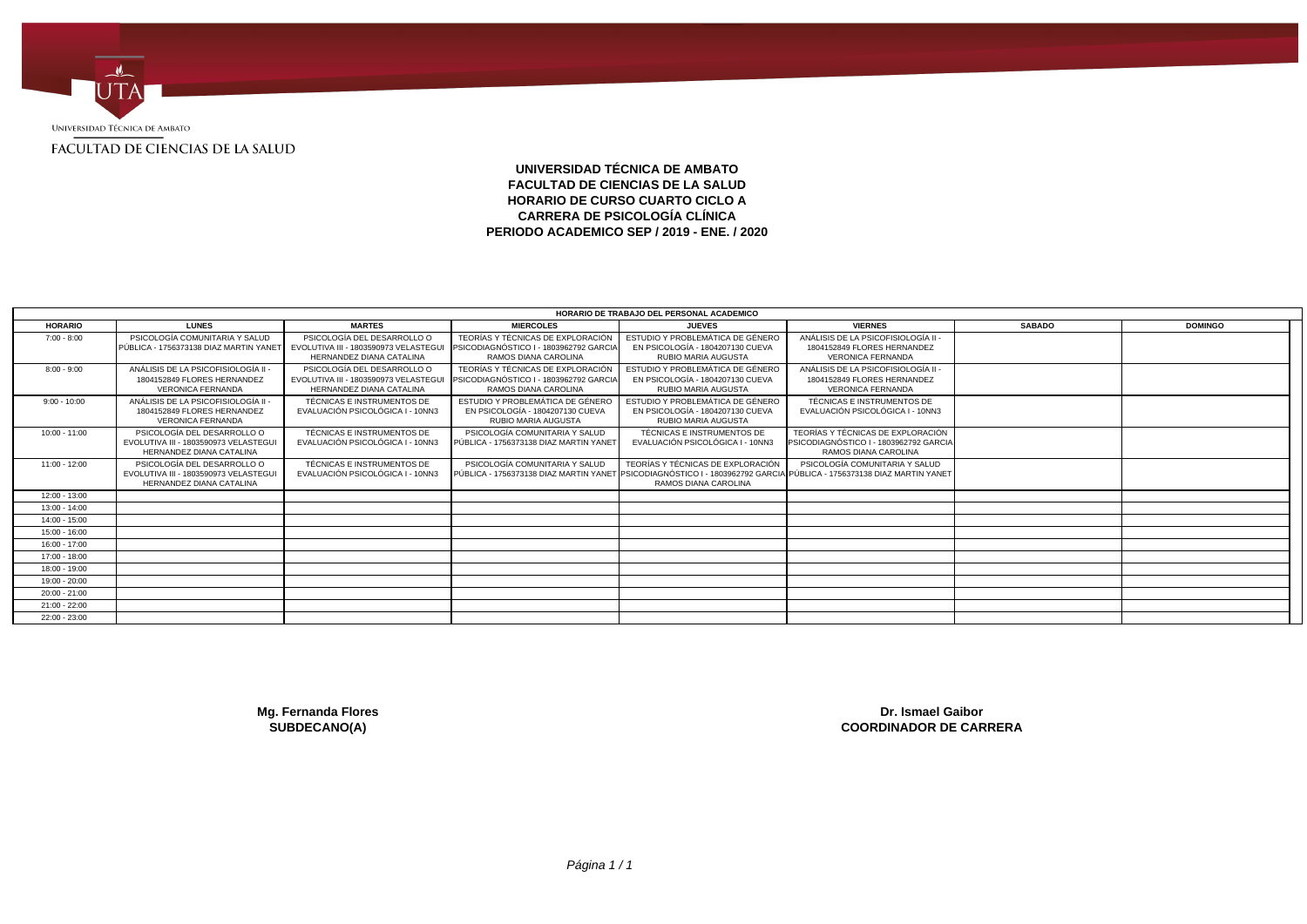Universidad Técnica de Ambato

FACULTAD DE CIENCIAS DE LA SALUD

**UNIVERSIDAD TÉCNICA DE AMBATO**
**FACULTAD DE CIENCIAS DE LA SALUD**
**HORARIO DE CURSO CUARTO CICLO A**
**CARRERA DE PSICOLOGÍA CLÍNICA**
**PERIODO ACADEMICO SEP / 2019 - ENE. / 2020**

| HORARIO DE TRABAJO DEL PERSONAL ACADEMICO | | | | | | | |
|---|---|---|---|---|---|---|---|
| **HORARIO** | **LUNES** | **MARTES** | **MIERCOLES** | **JUEVES** | **VIERNES** | **SABADO** | **DOMINGO** |
| 7:00 - 8:00 | PSICOLOGÍA COMUNITARIA Y SALUD PÚBLICA - 1756373138 DIAZ MARTIN YANET | PSICOLOGÍA DEL DESARROLLO O EVOLUTIVA III - 1803590973 VELASTEGUI HERNANDEZ DIANA CATALINA | TEORÍAS Y TÉCNICAS DE EXPLORACIÓN PSICODIAGNÓSTICO I - 1803962792 GARCIA RAMOS DIANA CAROLINA | ESTUDIO Y PROBLEMÁTICA DE GÉNERO EN PSICOLOGÍA - 1804207130 CUEVA RUBIO MARIA AUGUSTA | ANÁLISIS DE LA PSICOFISIOLOGÍA II - 1804152849 FLORES HERNANDEZ VERONICA FERNANDA | | |
| 8:00 - 9:00 | ANÁLISIS DE LA PSICOFISIOLOGÍA II - 1804152849 FLORES HERNANDEZ VERONICA FERNANDA | PSICOLOGÍA DEL DESARROLLO O EVOLUTIVA III - 1803590973 VELASTEGUI HERNANDEZ DIANA CATALINA | TEORÍAS Y TÉCNICAS DE EXPLORACIÓN PSICODIAGNÓSTICO I - 1803962792 GARCIA RAMOS DIANA CAROLINA | ESTUDIO Y PROBLEMÁTICA DE GÉNERO EN PSICOLOGÍA - 1804207130 CUEVA RUBIO MARIA AUGUSTA | ANÁLISIS DE LA PSICOFISIOLOGÍA II - 1804152849 FLORES HERNANDEZ VERONICA FERNANDA | | |
| 9:00 - 10:00 | ANÁLISIS DE LA PSICOFISIOLOGÍA II - 1804152849 FLORES HERNANDEZ VERONICA FERNANDA | TÉCNICAS E INSTRUMENTOS DE EVALUACIÓN PSICOLÓGICA I - 10NN3 | ESTUDIO Y PROBLEMÁTICA DE GÉNERO EN PSICOLOGÍA - 1804207130 CUEVA RUBIO MARIA AUGUSTA | ESTUDIO Y PROBLEMÁTICA DE GÉNERO EN PSICOLOGÍA - 1804207130 CUEVA RUBIO MARIA AUGUSTA | TÉCNICAS E INSTRUMENTOS DE EVALUACIÓN PSICOLÓGICA I - 10NN3 | | |
| 10:00 - 11:00 | PSICOLOGÍA DEL DESARROLLO O EVOLUTIVA III - 1803590973 VELASTEGUI HERNANDEZ DIANA CATALINA | TÉCNICAS E INSTRUMENTOS DE EVALUACIÓN PSICOLÓGICA I - 10NN3 | PSICOLOGÍA COMUNITARIA Y SALUD PÚBLICA - 1756373138 DIAZ MARTIN YANET | TÉCNICAS E INSTRUMENTOS DE EVALUACIÓN PSICOLÓGICA I - 10NN3 | TEORÍAS Y TÉCNICAS DE EXPLORACIÓN PSICODIAGNÓSTICO I - 1803962792 GARCIA RAMOS DIANA CAROLINA | | |
| 11:00 - 12:00 | PSICOLOGÍA DEL DESARROLLO O EVOLUTIVA III - 1803590973 VELASTEGUI HERNANDEZ DIANA CATALINA | TÉCNICAS E INSTRUMENTOS DE EVALUACIÓN PSICOLÓGICA I - 10NN3 | PSICOLOGÍA COMUNITARIA Y SALUD PÚBLICA - 1756373138 DIAZ MARTIN YANET | TEORÍAS Y TÉCNICAS DE EXPLORACIÓN PSICODIAGNÓSTICO I - 1803962792 GARCIA RAMOS DIANA CAROLINA | PSICOLOGÍA COMUNITARIA Y SALUD PÚBLICA - 1756373138 DIAZ MARTIN YANET | | |
| 12:00 - 13:00 | | | | | | | |
| 13:00 - 14:00 | | | | | | | |
| 14:00 - 15:00 | | | | | | | |
| 15:00 - 16:00 | | | | | | | |
| 16:00 - 17:00 | | | | | | | |
| 17:00 - 18:00 | | | | | | | |
| 18:00 - 19:00 | | | | | | | |
| 19:00 - 20:00 | | | | | | | |
| 20:00 - 21:00 | | | | | | | |
| 21:00 - 22:00 | | | | | | | |
| 22:00 - 23:00 | | | | | | | |

**Mg. Fernanda Flores**
**SUBDECANO(A)**

**Dr. Ismael Gaibor**
**COORDINADOR DE CARRERA**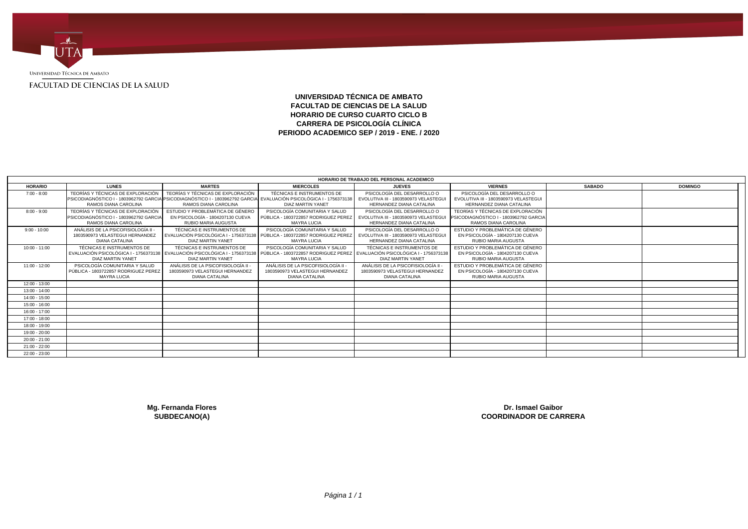UNIVERSIDAD TÉCNICA DE AMBATO

FACULTAD DE CIENCIAS DE LA SALUD

**UNIVERSIDAD TÉCNICA DE AMBATO**
**FACULTAD DE CIENCIAS DE LA SALUD**
**HORARIO DE CURSO CUARTO CICLO B**
**CARRERA DE PSICOLOGÍA CLÍNICA**
**PERIODO ACADEMICO SEP / 2019 - ENE. / 2020**

| HORARIO DE TRABAJO DEL PERSONAL ACADEMICO | | | | | | | |
|---|---|---|---|---|---|---|---|
| **HORARIO** | **LUNES** | **MARTES** | **MIERCOLES** | **JUEVES** | **VIERNES** | **SABADO** | **DOMINGO** |
| 7:00 - 8:00 | TEORÍAS Y TÉCNICAS DE EXPLORACIÓN PSICODIAGNÓSTICO I - 1803962792 GARCIA RAMOS DIANA CAROLINA | TEORÍAS Y TÉCNICAS DE EXPLORACIÓN PSICODIAGNÓSTICO I - 1803962792 GARCIA RAMOS DIANA CAROLINA | TÉCNICAS E INSTRUMENTOS DE EVALUACIÓN PSICOLÓGICA I - 1756373138 DIAZ MARTIN YANET | PSICOLOGÍA DEL DESARROLLO O EVOLUTIVA III - 1803590973 VELASTEGUI HERNANDEZ DIANA CATALINA | PSICOLOGÍA DEL DESARROLLO O EVOLUTIVA III - 1803590973 VELASTEGUI HERNANDEZ DIANA CATALINA | | |
| 8:00 - 9:00 | TEORÍAS Y TÉCNICAS DE EXPLORACIÓN PSICODIAGNÓSTICO I - 1803962792 GARCIA RAMOS DIANA CAROLINA | ESTUDIO Y PROBLEMÁTICA DE GÉNERO EN PSICOLOGÍA - 1804207130 CUEVA RUBIO MARIA AUGUSTA | PSICOLOGÍA COMUNITARIA Y SALUD PÚBLICA - 1803722857 RODRIGUEZ PEREZ MAYRA LUCIA | PSICOLOGÍA DEL DESARROLLO O EVOLUTIVA III - 1803590973 VELASTEGUI HERNANDEZ DIANA CATALINA | TEORÍAS Y TÉCNICAS DE EXPLORACIÓN PSICODIAGNÓSTICO I - 1803962792 GARCIA RAMOS DIANA CAROLINA | | |
| 9:00 - 10:00 | ANÁLISIS DE LA PSICOFISIOLOGÍA II - 1803590973 VELASTEGUI HERNANDEZ DIANA CATALINA | TÉCNICAS E INSTRUMENTOS DE EVALUACIÓN PSICOLÓGICA I - 1756373138 DIAZ MARTIN YANET | PSICOLOGÍA COMUNITARIA Y SALUD PÚBLICA - 1803722857 RODRIGUEZ PEREZ MAYRA LUCIA | PSICOLOGÍA DEL DESARROLLO O EVOLUTIVA III - 1803590973 VELASTEGUI HERNANDEZ DIANA CATALINA | ESTUDIO Y PROBLEMÁTICA DE GÉNERO EN PSICOLOGÍA - 1804207130 CUEVA RUBIO MARIA AUGUSTA | | |
| 10:00 - 11:00 | TÉCNICAS E INSTRUMENTOS DE EVALUACIÓN PSICOLÓGICA I - 1756373138 DIAZ MARTIN YANET | TÉCNICAS E INSTRUMENTOS DE EVALUACIÓN PSICOLÓGICA I - 1756373138 DIAZ MARTIN YANET | PSICOLOGÍA COMUNITARIA Y SALUD PÚBLICA - 1803722857 RODRIGUEZ PEREZ MAYRA LUCIA | TÉCNICAS E INSTRUMENTOS DE EVALUACIÓN PSICOLÓGICA I - 1756373138 DIAZ MARTIN YANET | ESTUDIO Y PROBLEMÁTICA DE GÉNERO EN PSICOLOGÍA - 1804207130 CUEVA RUBIO MARIA AUGUSTA | | |
| 11:00 - 12:00 | PSICOLOGÍA COMUNITARIA Y SALUD PÚBLICA - 1803722857 RODRIGUEZ PEREZ MAYRA LUCIA | ANÁLISIS DE LA PSICOFISIOLOGÍA II - 1803590973 VELASTEGUI HERNANDEZ DIANA CATALINA | ANÁLISIS DE LA PSICOFISIOLOGÍA II - 1803590973 VELASTEGUI HERNANDEZ DIANA CATALINA | ANÁLISIS DE LA PSICOFISIOLOGÍA II - 1803590973 VELASTEGUI HERNANDEZ DIANA CATALINA | ESTUDIO Y PROBLEMÁTICA DE GÉNERO EN PSICOLOGÍA - 1804207130 CUEVA RUBIO MARIA AUGUSTA | | |
| 12:00 - 13:00 | | | | | | | |
| 13:00 - 14:00 | | | | | | | |
| 14:00 - 15:00 | | | | | | | |
| 15:00 - 16:00 | | | | | | | |
| 16:00 - 17:00 | | | | | | | |
| 17:00 - 18:00 | | | | | | | |
| 18:00 - 19:00 | | | | | | | |
| 19:00 - 20:00 | | | | | | | |
| 20:00 - 21:00 | | | | | | | |
| 21:00 - 22:00 | | | | | | | |
| 22:00 - 23:00 | | | | | | | |

**Mg. Fernanda Flores**
**SUBDECANO(A)**

**Dr. Ismael Gaibor**
**COORDINADOR DE CARRERA**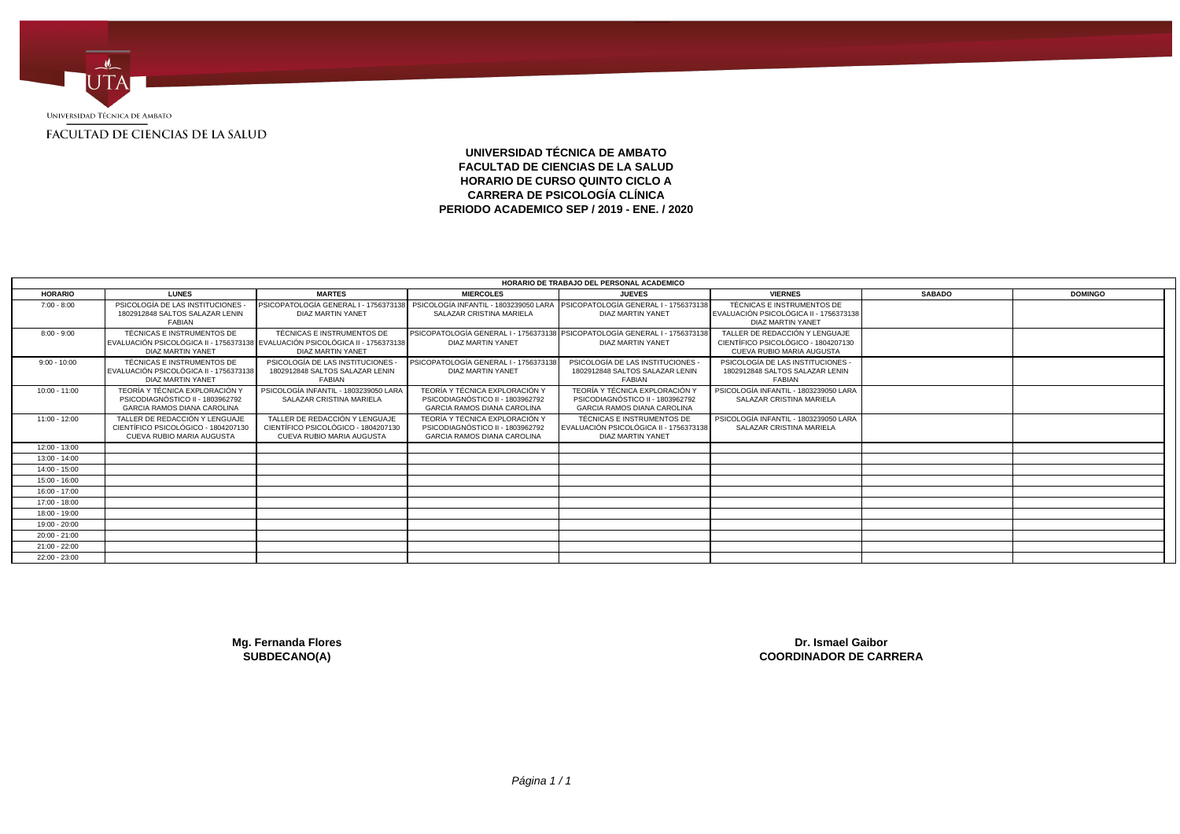UNIVERSIDAD TÉCNICA DE AMBATO

FACULTAD DE CIENCIAS DE LA SALUD

**UNIVERSIDAD TÉCNICA DE AMBATO**
**FACULTAD DE CIENCIAS DE LA SALUD**
**HORARIO DE CURSO QUINTO CICLO A**
**CARRERA DE PSICOLOGÍA CLÍNICA**
**PERIODO ACADEMICO SEP / 2019 - ENE. / 2020**

| HORARIO DE TRABAJO DEL PERSONAL ACADEMICO | | | | | | | |
|---|---|---|---|---|---|---|---|
| **HORARIO** | **LUNES** | **MARTES** | **MIERCOLES** | **JUEVES** | **VIERNES** | **SABADO** | **DOMINGO** |
| 7:00 - 8:00 | PSICOLOGÍA DE LAS INSTITUCIONES - 1802912848 SALTOS SALAZAR LENIN FABIAN | PSICOPATOLOGÍA GENERAL I - 1756373138 DIAZ MARTIN YANET | PSICOLOGÍA INFANTIL - 1803239050 LARA SALAZAR CRISTINA MARIELA | PSICOPATOLOGÍA GENERAL I - 1756373138 DIAZ MARTIN YANET | TÉCNICAS E INSTRUMENTOS DE EVALUACIÓN PSICOLÓGICA II - 1756373138 DIAZ MARTIN YANET | | |
| 8:00 - 9:00 | TÉCNICAS E INSTRUMENTOS DE EVALUACIÓN PSICOLÓGICA II - 1756373138 DIAZ MARTIN YANET | TÉCNICAS E INSTRUMENTOS DE EVALUACIÓN PSICOLÓGICA II - 1756373138 DIAZ MARTIN YANET | PSICOPATOLOGÍA GENERAL I - 1756373138 DIAZ MARTIN YANET | PSICOPATOLOGÍA GENERAL I - 1756373138 DIAZ MARTIN YANET | TALLER DE REDACCIÓN Y LENGUAJE CIENTÍFICO PSICOLÓGICO - 1804207130 CUEVA RUBIO MARIA AUGUSTA | | |
| 9:00 - 10:00 | TÉCNICAS E INSTRUMENTOS DE EVALUACIÓN PSICOLÓGICA II - 1756373138 DIAZ MARTIN YANET | PSICOLOGÍA DE LAS INSTITUCIONES - 1802912848 SALTOS SALAZAR LENIN FABIAN | PSICOPATOLOGÍA GENERAL I - 1756373138 DIAZ MARTIN YANET | PSICOLOGÍA DE LAS INSTITUCIONES - 1802912848 SALTOS SALAZAR LENIN FABIAN | PSICOLOGÍA DE LAS INSTITUCIONES - 1802912848 SALTOS SALAZAR LENIN FABIAN | | |
| 10:00 - 11:00 | TEORÍA Y TÉCNICA EXPLORACIÓN Y PSICODIAGNÓSTICO II - 1803962792 GARCIA RAMOS DIANA CAROLINA | PSICOLOGÍA INFANTIL - 1803239050 LARA SALAZAR CRISTINA MARIELA | TEORÍA Y TÉCNICA EXPLORACIÓN Y PSICODIAGNÓSTICO II - 1803962792 GARCIA RAMOS DIANA CAROLINA | TEORÍA Y TÉCNICA EXPLORACIÓN Y PSICODIAGNÓSTICO II - 1803962792 GARCIA RAMOS DIANA CAROLINA | PSICOLOGÍA INFANTIL - 1803239050 LARA SALAZAR CRISTINA MARIELA | | |
| 11:00 - 12:00 | TALLER DE REDACCIÓN Y LENGUAJE CIENTÍFICO PSICOLÓGICO - 1804207130 CUEVA RUBIO MARIA AUGUSTA | TALLER DE REDACCIÓN Y LENGUAJE CIENTÍFICO PSICOLÓGICO - 1804207130 CUEVA RUBIO MARIA AUGUSTA | TEORÍA Y TÉCNICA EXPLORACIÓN Y PSICODIAGNÓSTICO II - 1803962792 GARCIA RAMOS DIANA CAROLINA | TÉCNICAS E INSTRUMENTOS DE EVALUACIÓN PSICOLÓGICA II - 1756373138 DIAZ MARTIN YANET | PSICOLOGÍA INFANTIL - 1803239050 LARA SALAZAR CRISTINA MARIELA | | |
| 12:00 - 13:00 | | | | | | | |
| 13:00 - 14:00 | | | | | | | |
| 14:00 - 15:00 | | | | | | | |
| 15:00 - 16:00 | | | | | | | |
| 16:00 - 17:00 | | | | | | | |
| 17:00 - 18:00 | | | | | | | |
| 18:00 - 19:00 | | | | | | | |
| 19:00 - 20:00 | | | | | | | |
| 20:00 - 21:00 | | | | | | | |
| 21:00 - 22:00 | | | | | | | |
| 22:00 - 23:00 | | | | | | | |

**Mg. Fernanda Flores**
**SUBDECANO(A)**

**Dr. Ismael Gaibor**
**COORDINADOR DE CARRERA**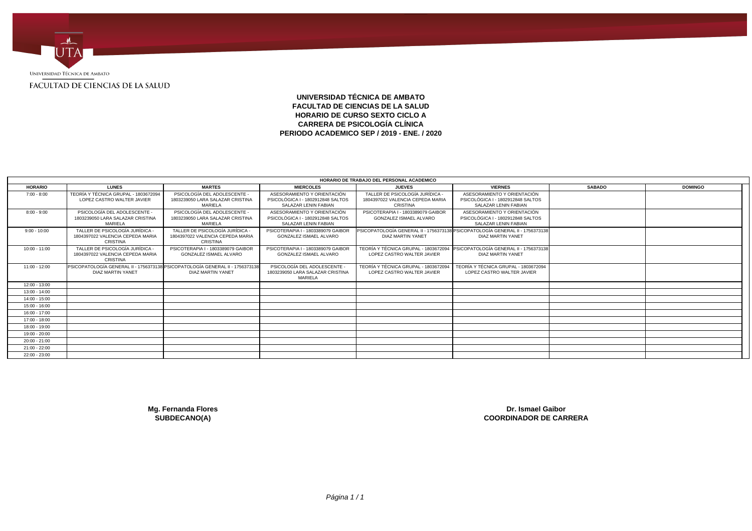Universidad Técnica de Ambato

FACULTAD DE CIENCIAS DE LA SALUD

# UNIVERSIDAD TÉCNICA DE AMBATO
## FACULTAD DE CIENCIAS DE LA SALUD
## HORARIO DE CURSO SEXTO CICLO A
## CARRERA DE PSICOLOGÍA CLÍNICA
## PERIODO ACADEMICO SEP / 2019 - ENE. / 2020

| HORARIO DE TRABAJO DEL PERSONAL ACADEMICO | | | | | | | |
|---|---|---|---|---|---|---|---|
| **HORARIO** | **LUNES** | **MARTES** | **MIERCOLES** | **JUEVES** | **VIERNES** | **SABADO** | **DOMINGO** |
| 7:00 - 8:00 | TEORÍA Y TÉCNICA GRUPAL - 1803672094 LOPEZ CASTRO WALTER JAVIER | PSICOLOGÍA DEL ADOLESCENTE - 1803239050 LARA SALAZAR CRISTINA MARIELA | ASESORAMIENTO Y ORIENTACIÓN PSICOLÓGICA I - 1802912848 SALTOS SALAZAR LENIN FABIAN | TALLER DE PSICOLOGÍA JURÍDICA - 1804397022 VALENCIA CEPEDA MARIA CRISTINA | ASESORAMIENTO Y ORIENTACIÓN PSICOLÓGICA I - 1802912848 SALTOS SALAZAR LENIN FABIAN | | |
| 8:00 - 9:00 | PSICOLOGÍA DEL ADOLESCENTE - 1803239050 LARA SALAZAR CRISTINA MARIELA | PSICOLOGÍA DEL ADOLESCENTE - 1803239050 LARA SALAZAR CRISTINA MARIELA | ASESORAMIENTO Y ORIENTACIÓN PSICOLÓGICA I - 1802912848 SALTOS SALAZAR LENIN FABIAN | PSICOTERAPIA I - 1803389079 GAIBOR GONZALEZ ISMAEL ALVARO | ASESORAMIENTO Y ORIENTACIÓN PSICOLÓGICA I - 1802912848 SALTOS SALAZAR LENIN FABIAN | | |
| 9:00 - 10:00 | TALLER DE PSICOLOGÍA JURÍDICA - 1804397022 VALENCIA CEPEDA MARIA CRISTINA | TALLER DE PSICOLOGÍA JURÍDICA - 1804397022 VALENCIA CEPEDA MARIA CRISTINA | PSICOTERAPIA I - 1803389079 GAIBOR GONZALEZ ISMAEL ALVARO | PSICOPATOLOGÍA GENERAL II - 1756373138 DIAZ MARTIN YANET | PSICOPATOLOGÍA GENERAL II - 1756373138 DIAZ MARTIN YANET | | |
| 10:00 - 11:00 | TALLER DE PSICOLOGÍA JURÍDICA - 1804397022 VALENCIA CEPEDA MARIA CRISTINA | PSICOTERAPIA I - 1803389079 GAIBOR GONZALEZ ISMAEL ALVARO | PSICOTERAPIA I - 1803389079 GAIBOR GONZALEZ ISMAEL ALVARO | TEORÍA Y TÉCNICA GRUPAL - 1803672094 LOPEZ CASTRO WALTER JAVIER | PSICOPATOLOGÍA GENERAL II - 1756373138 DIAZ MARTIN YANET | | |
| 11:00 - 12:00 | PSICOPATOLOGÍA GENERAL II - 1756373138 DIAZ MARTIN YANET | PSICOPATOLOGÍA GENERAL II - 1756373138 DIAZ MARTIN YANET | PSICOLOGÍA DEL ADOLESCENTE - 1803239050 LARA SALAZAR CRISTINA MARIELA | TEORÍA Y TÉCNICA GRUPAL - 1803672094 LOPEZ CASTRO WALTER JAVIER | TEORÍA Y TÉCNICA GRUPAL - 1803672094 LOPEZ CASTRO WALTER JAVIER | | |
| 12:00 - 13:00 | | | | | | | |
| 13:00 - 14:00 | | | | | | | |
| 14:00 - 15:00 | | | | | | | |
| 15:00 - 16:00 | | | | | | | |
| 16:00 - 17:00 | | | | | | | |
| 17:00 - 18:00 | | | | | | | |
| 18:00 - 19:00 | | | | | | | |
| 19:00 - 20:00 | | | | | | | |
| 20:00 - 21:00 | | | | | | | |
| 21:00 - 22:00 | | | | | | | |
| 22:00 - 23:00 | | | | | | | |

**Mg. Fernanda Flores**
**SUBDECANO(A)**

**Dr. Ismael Gaibor**
**COORDINADOR DE CARRERA**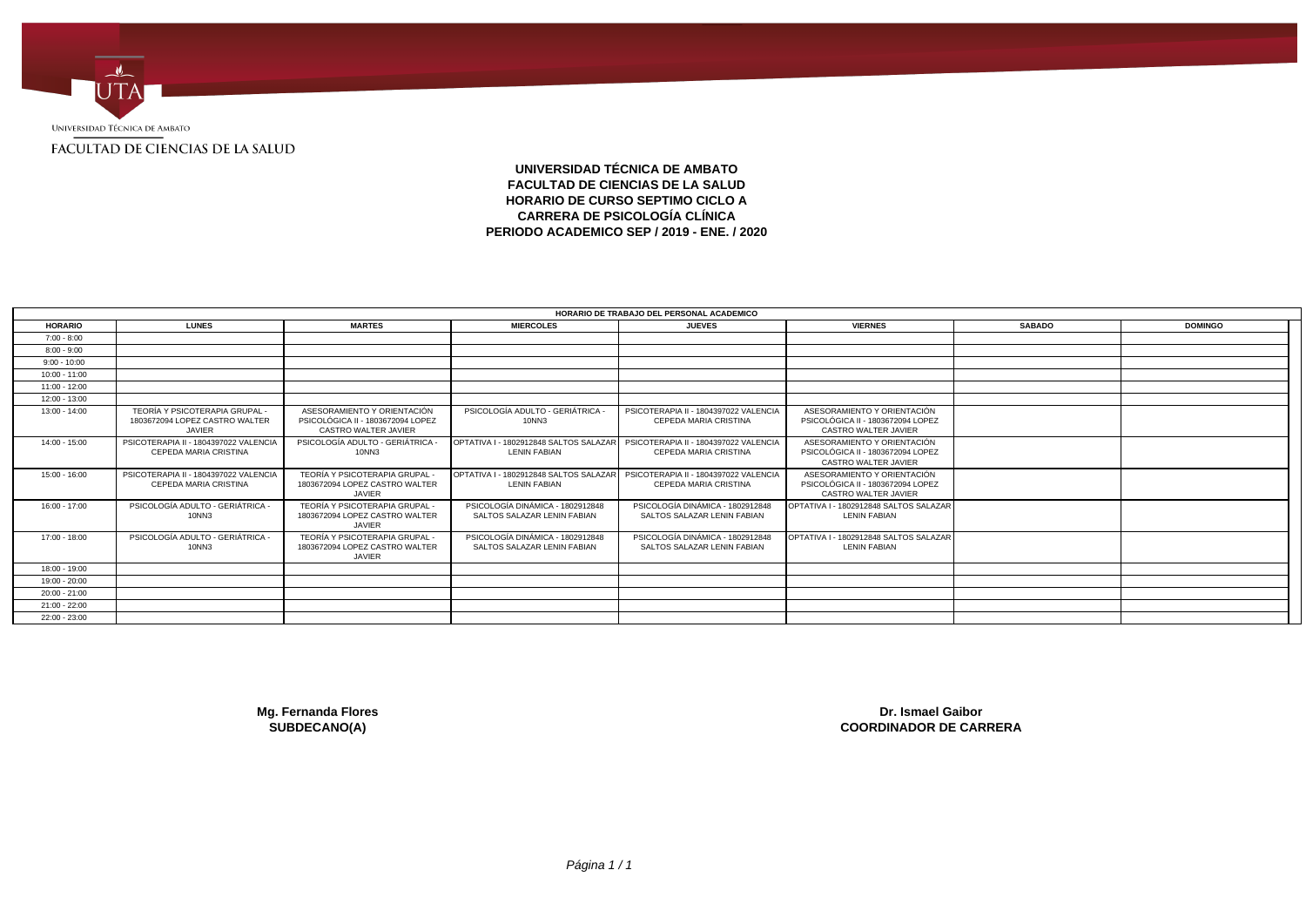UNIVERSIDAD TÉCNICA DE AMBATO

FACULTAD DE CIENCIAS DE LA SALUD

# UNIVERSIDAD TÉCNICA DE AMBATO
## FACULTAD DE CIENCIAS DE LA SALUD
## HORARIO DE CURSO SEPTIMO CICLO A
## CARRERA DE PSICOLOGÍA CLÍNICA
## PERIODO ACADEMICO SEP / 2019 - ENE. / 2020

| HORARIO DE TRABAJO DEL PERSONAL ACADEMICO | | | | | | | |
|---|---|---|---|---|---|---|---|
| **HORARIO** | **LUNES** | **MARTES** | **MIERCOLES** | **JUEVES** | **VIERNES** | **SABADO** | **DOMINGO** |
| 7:00 - 8:00 | | | | | | | |
| 8:00 - 9:00 | | | | | | | |
| 9:00 - 10:00 | | | | | | | |
| 10:00 - 11:00 | | | | | | | |
| 11:00 - 12:00 | | | | | | | |
| 12:00 - 13:00 | | | | | | | |
| 13:00 - 14:00 | TEORÍA Y PSICOTERAPIA GRUPAL - 1803672094 LOPEZ CASTRO WALTER JAVIER | ASESORAMIENTO Y ORIENTACIÓN PSICOLÓGICA II - 1803672094 LOPEZ CASTRO WALTER JAVIER | PSICOLOGÍA ADULTO - GERIÁTRICA - 10NN3 | PSICOTERAPIA II - 1804397022 VALENCIA CEPEDA MARIA CRISTINA | ASESORAMIENTO Y ORIENTACIÓN PSICOLÓGICA II - 1803672094 LOPEZ CASTRO WALTER JAVIER | | |
| 14:00 - 15:00 | PSICOTERAPIA II - 1804397022 VALENCIA CEPEDA MARIA CRISTINA | PSICOLOGÍA ADULTO - GERIÁTRICA - 10NN3 | OPTATIVA I - 1802912848 SALTOS SALAZAR LENIN FABIAN | PSICOTERAPIA II - 1804397022 VALENCIA CEPEDA MARIA CRISTINA | ASESORAMIENTO Y ORIENTACIÓN PSICOLÓGICA II - 1803672094 LOPEZ CASTRO WALTER JAVIER | | |
| 15:00 - 16:00 | PSICOTERAPIA II - 1804397022 VALENCIA CEPEDA MARIA CRISTINA | TEORÍA Y PSICOTERAPIA GRUPAL - 1803672094 LOPEZ CASTRO WALTER JAVIER | OPTATIVA I - 1802912848 SALTOS SALAZAR LENIN FABIAN | PSICOTERAPIA II - 1804397022 VALENCIA CEPEDA MARIA CRISTINA | ASESORAMIENTO Y ORIENTACIÓN PSICOLÓGICA II - 1803672094 LOPEZ CASTRO WALTER JAVIER | | |
| 16:00 - 17:00 | PSICOLOGÍA ADULTO - GERIÁTRICA - 10NN3 | TEORÍA Y PSICOTERAPIA GRUPAL - 1803672094 LOPEZ CASTRO WALTER JAVIER | PSICOLOGÍA DINÁMICA - 1802912848 SALTOS SALAZAR LENIN FABIAN | PSICOLOGÍA DINÁMICA - 1802912848 SALTOS SALAZAR LENIN FABIAN | OPTATIVA I - 1802912848 SALTOS SALAZAR LENIN FABIAN | | |
| 17:00 - 18:00 | PSICOLOGÍA ADULTO - GERIÁTRICA - 10NN3 | TEORÍA Y PSICOTERAPIA GRUPAL - 1803672094 LOPEZ CASTRO WALTER JAVIER | PSICOLOGÍA DINÁMICA - 1802912848 SALTOS SALAZAR LENIN FABIAN | PSICOLOGÍA DINÁMICA - 1802912848 SALTOS SALAZAR LENIN FABIAN | OPTATIVA I - 1802912848 SALTOS SALAZAR LENIN FABIAN | | |
| 18:00 - 19:00 | | | | | | | |
| 19:00 - 20:00 | | | | | | | |
| 20:00 - 21:00 | | | | | | | |
| 21:00 - 22:00 | | | | | | | |
| 22:00 - 23:00 | | | | | | | |

**Mg. Fernanda Flores**
**SUBDECANO(A)**

**Dr. Ismael Gaibor**
**COORDINADOR DE CARRERA**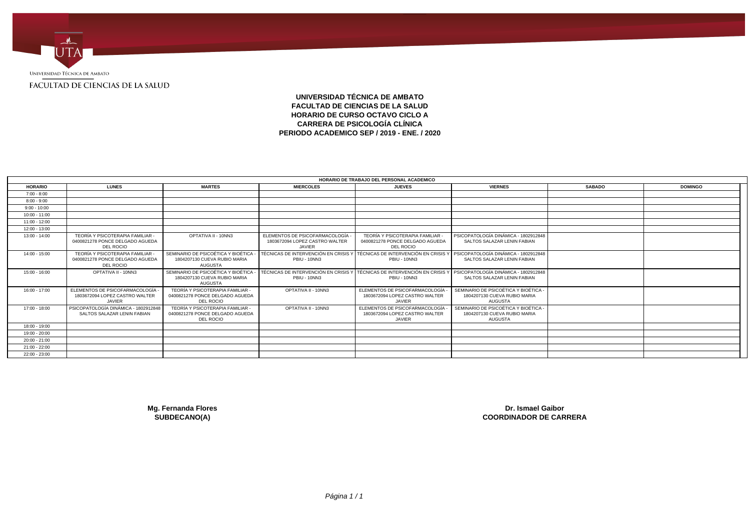Universidad Técnica de Ambato

FACULTAD DE CIENCIAS DE LA SALUD

**UNIVERSIDAD TÉCNICA DE AMBATO**
**FACULTAD DE CIENCIAS DE LA SALUD**
**HORARIO DE CURSO OCTAVO CICLO A**
**CARRERA DE PSICOLOGÍA CLÍNICA**
**PERIODO ACADEMICO SEP / 2019 - ENE. / 2020**

| HORARIO DE TRABAJO DEL PERSONAL ACADEMICO | | | | | | | |
|---|---|---|---|---|---|---|---|
| **HORARIO** | **LUNES** | **MARTES** | **MIERCOLES** | **JUEVES** | **VIERNES** | **SABADO** | **DOMINGO** |
| 7:00 - 8:00 | | | | | | | |
| 8:00 - 9:00 | | | | | | | |
| 9:00 - 10:00 | | | | | | | |
| 10:00 - 11:00 | | | | | | | |
| 11:00 - 12:00 | | | | | | | |
| 12:00 - 13:00 | | | | | | | |
| 13:00 - 14:00 | TEORÍA Y PSICOTERAPIA FAMILIAR - 0400821278 PONCE DELGADO AGUEDA DEL ROCIO | OPTATIVA II - 10NN3 | ELEMENTOS DE PSICOFARMACOLOGÍA - 1803672094 LOPEZ CASTRO WALTER JAVIER | TEORÍA Y PSICOTERAPIA FAMILIAR - 0400821278 PONCE DELGADO AGUEDA DEL ROCIO | PSICOPATOLOGÍA DINÁMICA - 1802912848 SALTOS SALAZAR LENIN FABIAN | | |
| 14:00 - 15:00 | TEORÍA Y PSICOTERAPIA FAMILIAR - 0400821278 PONCE DELGADO AGUEDA DEL ROCIO | SEMINARIO DE PSICOÉTICA Y BIOÉTICA - 1804207130 CUEVA RUBIO MARIA AUGUSTA | TÉCNICAS DE INTERVENCIÓN EN CRISIS Y PBIU - 10NN3 | TÉCNICAS DE INTERVENCIÓN EN CRISIS Y PBIU - 10NN3 | PSICOPATOLOGÍA DINÁMICA - 1802912848 SALTOS SALAZAR LENIN FABIAN | | |
| 15:00 - 16:00 | OPTATIVA II - 10NN3 | SEMINARIO DE PSICOÉTICA Y BIOÉTICA - 1804207130 CUEVA RUBIO MARIA AUGUSTA | TÉCNICAS DE INTERVENCIÓN EN CRISIS Y PBIU - 10NN3 | TÉCNICAS DE INTERVENCIÓN EN CRISIS Y PBIU - 10NN3 | PSICOPATOLOGÍA DINÁMICA - 1802912848 SALTOS SALAZAR LENIN FABIAN | | |
| 16:00 - 17:00 | ELEMENTOS DE PSICOFARMACOLOGÍA - 1803672094 LOPEZ CASTRO WALTER JAVIER | TEORÍA Y PSICOTERAPIA FAMILIAR - 0400821278 PONCE DELGADO AGUEDA DEL ROCIO | OPTATIVA II - 10NN3 | ELEMENTOS DE PSICOFARMACOLOGÍA - 1803672094 LOPEZ CASTRO WALTER JAVIER | SEMINARIO DE PSICOÉTICA Y BIOÉTICA - 1804207130 CUEVA RUBIO MARIA AUGUSTA | | |
| 17:00 - 18:00 | PSICOPATOLOGÍA DINÁMICA - 1802912848 SALTOS SALAZAR LENIN FABIAN | TEORÍA Y PSICOTERAPIA FAMILIAR - 0400821278 PONCE DELGADO AGUEDA DEL ROCIO | OPTATIVA II - 10NN3 | ELEMENTOS DE PSICOFARMACOLOGÍA - 1803672094 LOPEZ CASTRO WALTER JAVIER | SEMINARIO DE PSICOÉTICA Y BIOÉTICA - 1804207130 CUEVA RUBIO MARIA AUGUSTA | | |
| 18:00 - 19:00 | | | | | | | |
| 19:00 - 20:00 | | | | | | | |
| 20:00 - 21:00 | | | | | | | |
| 21:00 - 22:00 | | | | | | | |
| 22:00 - 23:00 | | | | | | | |

**Mg. Fernanda Flores**
**SUBDECANO(A)**

**Dr. Ismael Gaibor**
**COORDINADOR DE CARRERA**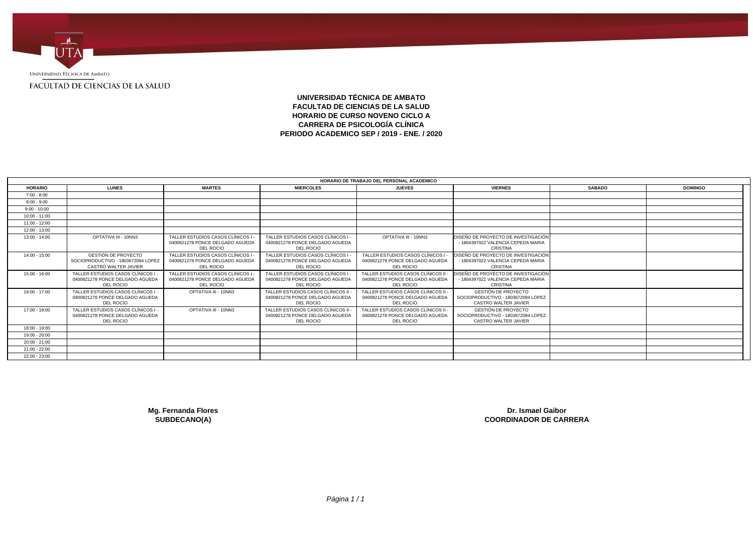UNIVERSIDAD TÉCNICA DE AMBATO

FACULTAD DE CIENCIAS DE LA SALUD

**UNIVERSIDAD TÉCNICA DE AMBATO**
**FACULTAD DE CIENCIAS DE LA SALUD**
**HORARIO DE CURSO NOVENO CICLO A**
**CARRERA DE PSICOLOGÍA CLÍNICA**
**PERIODO ACADEMICO SEP / 2019 - ENE. / 2020**

| HORARIO DE TRABAJO DEL PERSONAL ACADEMICO | | | | | | | |
|---|---|---|---|---|---|---|---|
| **HORARIO** | **LUNES** | **MARTES** | **MIERCOLES** | **JUEVES** | **VIERNES** | **SABADO** | **DOMINGO** |
| 7:00 - 8:00 | | | | | | | |
| 8:00 - 9:00 | | | | | | | |
| 9:00 - 10:00 | | | | | | | |
| 10:00 - 11:00 | | | | | | | |
| 11:00 - 12:00 | | | | | | | |
| 12:00 - 13:00 | | | | | | | |
| 13:00 - 14:00 | OPTATIVA III - 10NN3 | TALLER ESTUDIOS CASOS CLÍNICOS I - 0400821278 PONCE DELGADO AGUEDA DEL ROCIO | TALLER ESTUDIOS CASOS CLÍNICOS I - 0400821278 PONCE DELGADO AGUEDA DEL ROCIO | OPTATIVA III - 10NN3 | DISEÑO DE PROYECTO DE INVESTIGACIÓN - 1804397022 VALENCIA CEPEDA MARIA CRISTINA | | |
| 14:00 - 15:00 | GESTIÓN DE PROYECTO SOCIOPRODUCTIVO - 1803672094 LOPEZ CASTRO WALTER JAVIER | TALLER ESTUDIOS CASOS CLÍNICOS I - 0400821278 PONCE DELGADO AGUEDA DEL ROCIO | TALLER ESTUDIOS CASOS CLÍNICOS I - 0400821278 PONCE DELGADO AGUEDA DEL ROCIO | TALLER ESTUDIOS CASOS CLÍNICOS I - 0400821278 PONCE DELGADO AGUEDA DEL ROCIO | DISEÑO DE PROYECTO DE INVESTIGACIÓN - 1804397022 VALENCIA CEPEDA MARIA CRISTINA | | |
| 15:00 - 16:00 | TALLER ESTUDIOS CASOS CLÍNICOS I - 0400821278 PONCE DELGADO AGUEDA DEL ROCIO | TALLER ESTUDIOS CASOS CLÍNICOS I - 0400821278 PONCE DELGADO AGUEDA DEL ROCIO | TALLER ESTUDIOS CASOS CLÍNICOS I - 0400821278 PONCE DELGADO AGUEDA DEL ROCIO | TALLER ESTUDIOS CASOS CLÍNICOS II - 0400821278 PONCE DELGADO AGUEDA DEL ROCIO | DISEÑO DE PROYECTO DE INVESTIGACIÓN - 1804397022 VALENCIA CEPEDA MARIA CRISTINA | | |
| 16:00 - 17:00 | TALLER ESTUDIOS CASOS CLÍNICOS I - 0400821278 PONCE DELGADO AGUEDA DEL ROCIO | OPTATIVA III - 10NN3 | TALLER ESTUDIOS CASOS CLÍNICOS II - 0400821278 PONCE DELGADO AGUEDA DEL ROCIO | TALLER ESTUDIOS CASOS CLÍNICOS II - 0400821278 PONCE DELGADO AGUEDA DEL ROCIO | GESTIÓN DE PROYECTO SOCIOPRODUCTIVO - 1803672094 LOPEZ CASTRO WALTER JAVIER | | |
| 17:00 - 18:00 | TALLER ESTUDIOS CASOS CLÍNICOS I - 0400821278 PONCE DELGADO AGUEDA DEL ROCIO | OPTATIVA III - 10NN3 | TALLER ESTUDIOS CASOS CLÍNICOS II - 0400821278 PONCE DELGADO AGUEDA DEL ROCIO | TALLER ESTUDIOS CASOS CLÍNICOS II - 0400821278 PONCE DELGADO AGUEDA DEL ROCIO | GESTIÓN DE PROYECTO SOCIOPRODUCTIVO - 1803672094 LOPEZ CASTRO WALTER JAVIER | | |
| 18:00 - 19:00 | | | | | | | |
| 19:00 - 20:00 | | | | | | | |
| 20:00 - 21:00 | | | | | | | |
| 21:00 - 22:00 | | | | | | | |
| 22:00 - 23:00 | | | | | | | |

**Mg. Fernanda Flores**
**SUBDECANO(A)**

**Dr. Ismael Gaibor**
**COORDINADOR DE CARRERA**